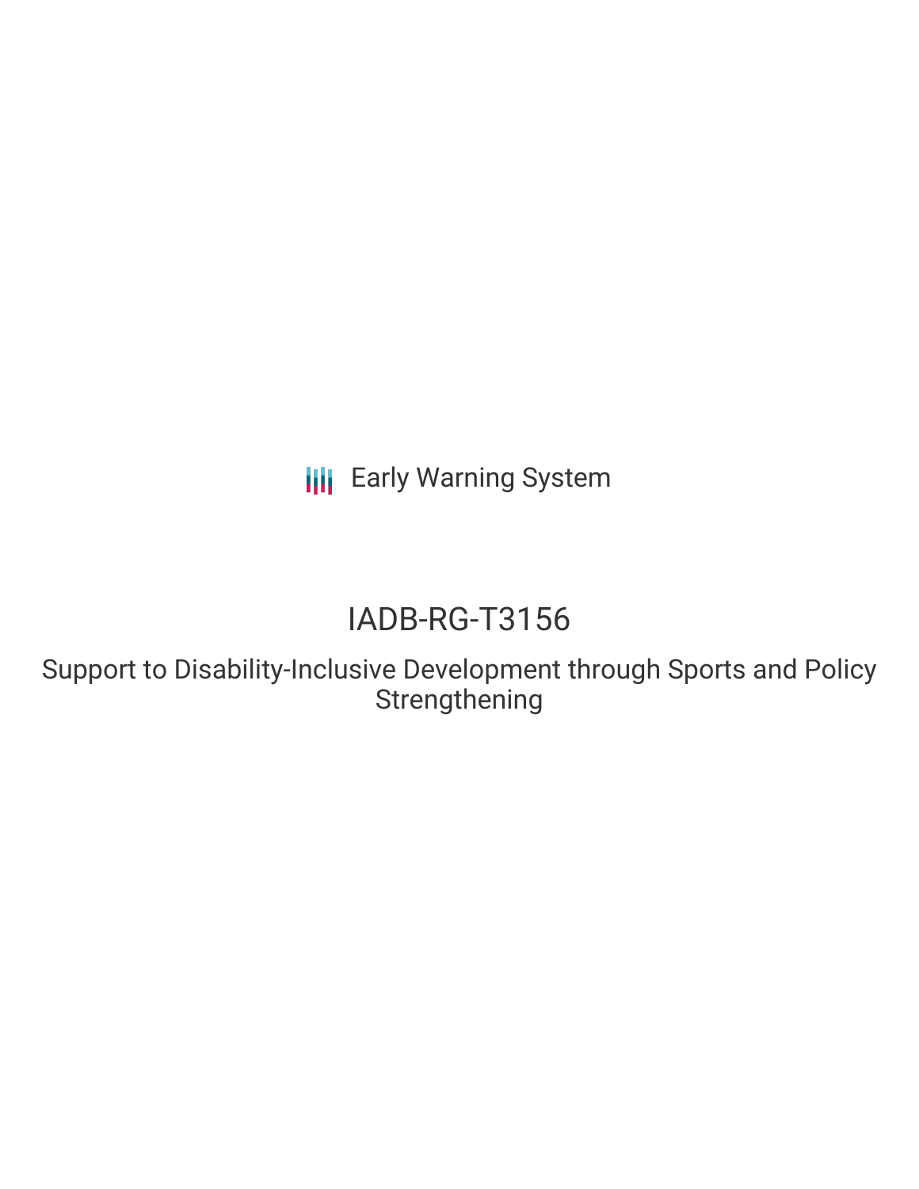Early Warning System

# IADB-RG-T3156

Support to Disability-Inclusive Development through Sports and Policy Strengthening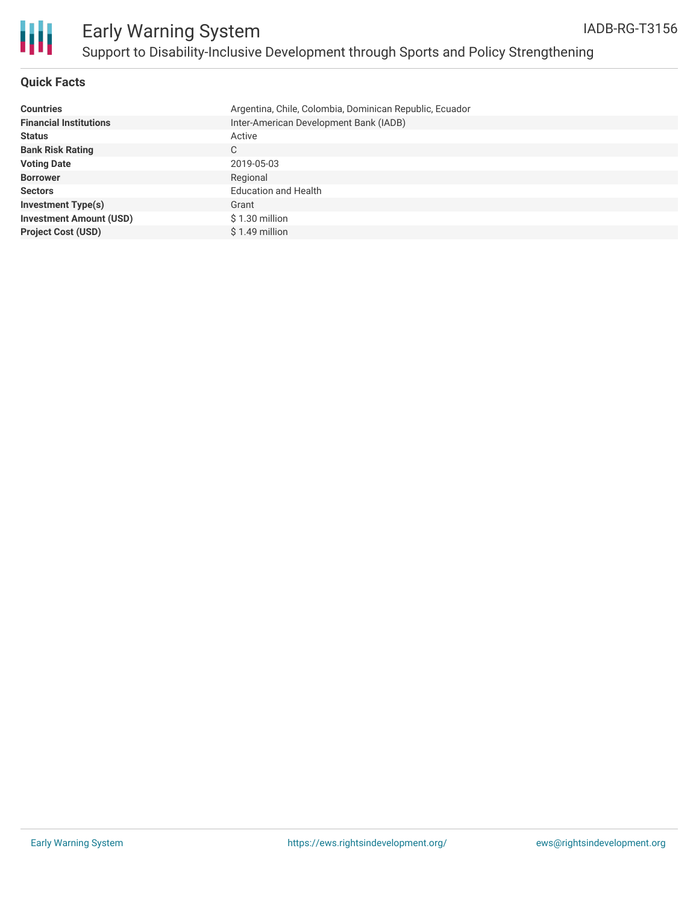# Early Warning System

## Support to Disability-Inclusive Development through Sports and Policy Strengthening

IADB-RG-T3156

### Quick Facts

| | |
|---|---|
| **Countries** | Argentina, Chile, Colombia, Dominican Republic, Ecuador |
| **Financial Institutions** | Inter-American Development Bank (IADB) |
| **Status** | Active |
| **Bank Risk Rating** | C |
| **Voting Date** | 2019-05-03 |
| **Borrower** | Regional |
| **Sectors** | Education and Health |
| **Investment Type(s)** | Grant |
| **Investment Amount (USD)** | $ 1.30 million |
| **Project Cost (USD)** | $ 1.49 million |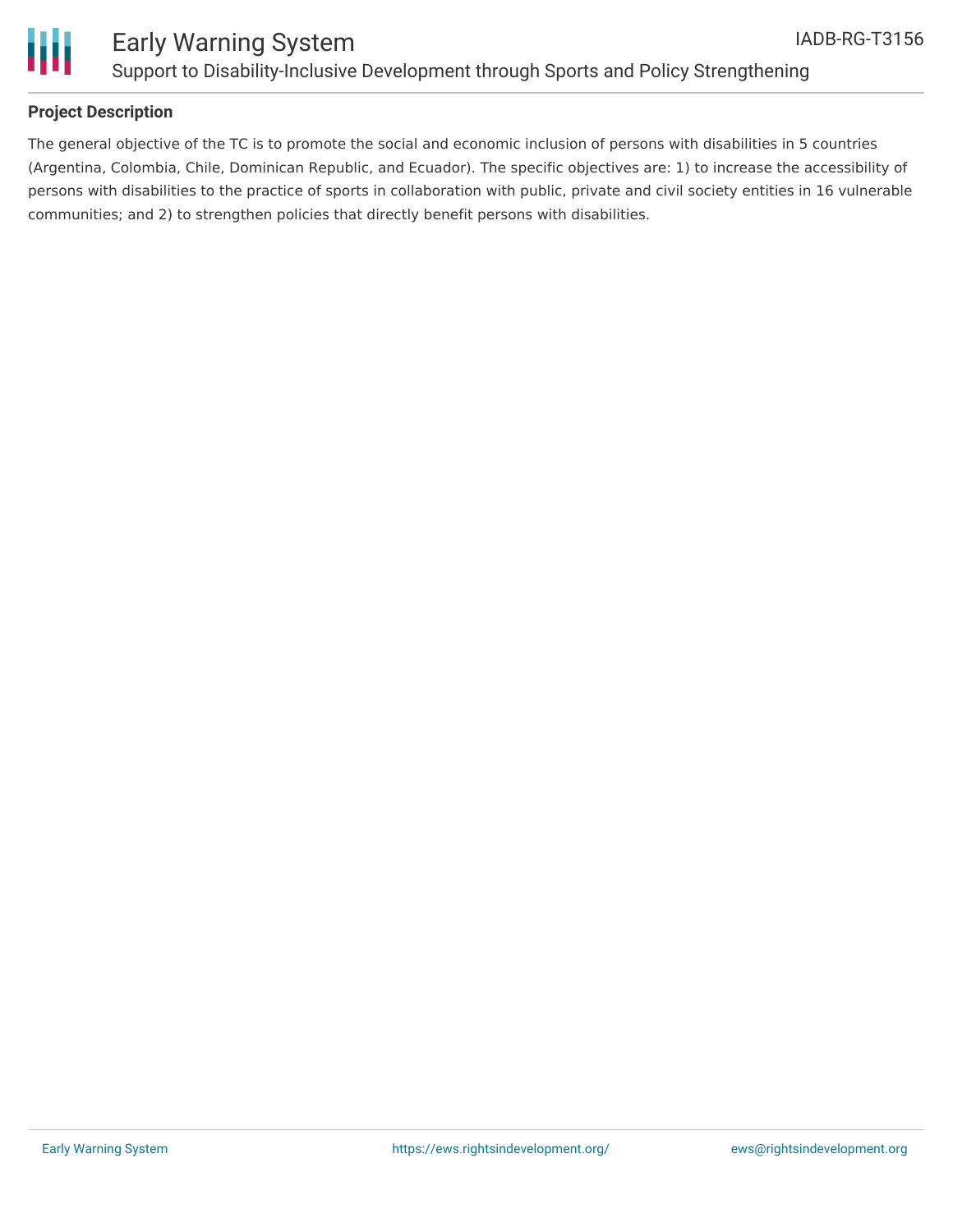## Project Description

The general objective of the TC is to promote the social and economic inclusion of persons with disabilities in 5 countries (Argentina, Colombia, Chile, Dominican Republic, and Ecuador). The specific objectives are: 1) to increase the accessibility of persons with disabilities to the practice of sports in collaboration with public, private and civil society entities in 16 vulnerable communities; and 2) to strengthen policies that directly benefit persons with disabilities.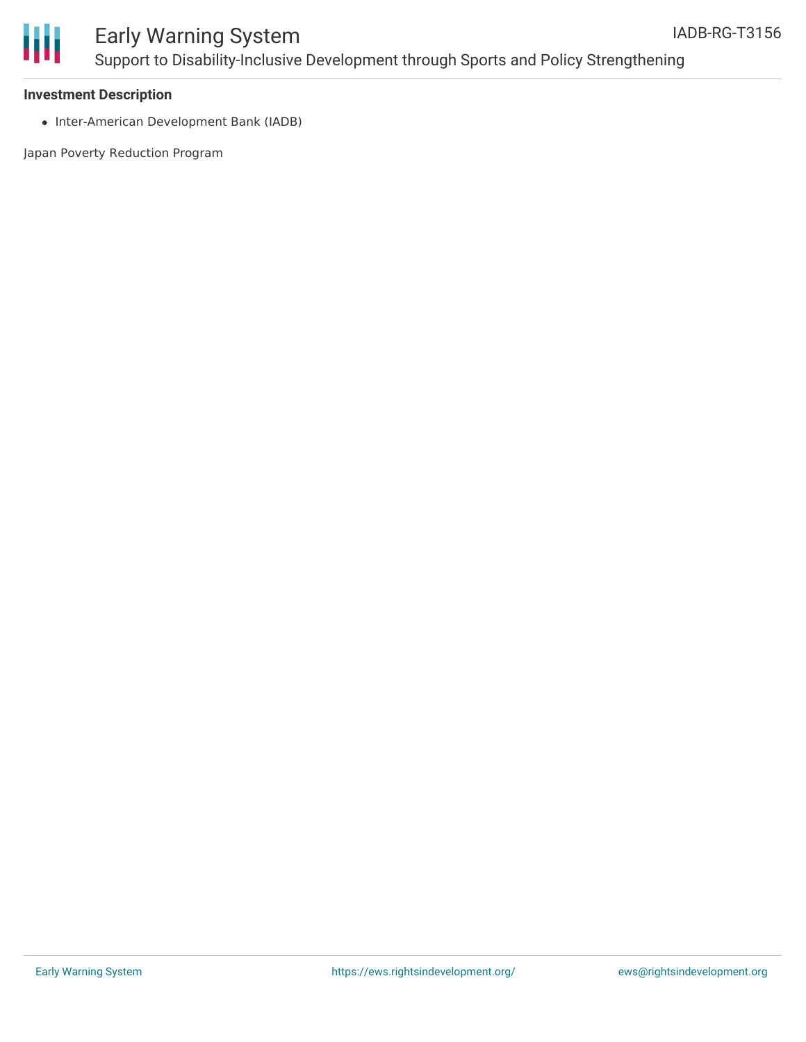### Investment Description

- Inter-American Development Bank (IADB)

Japan Poverty Reduction Program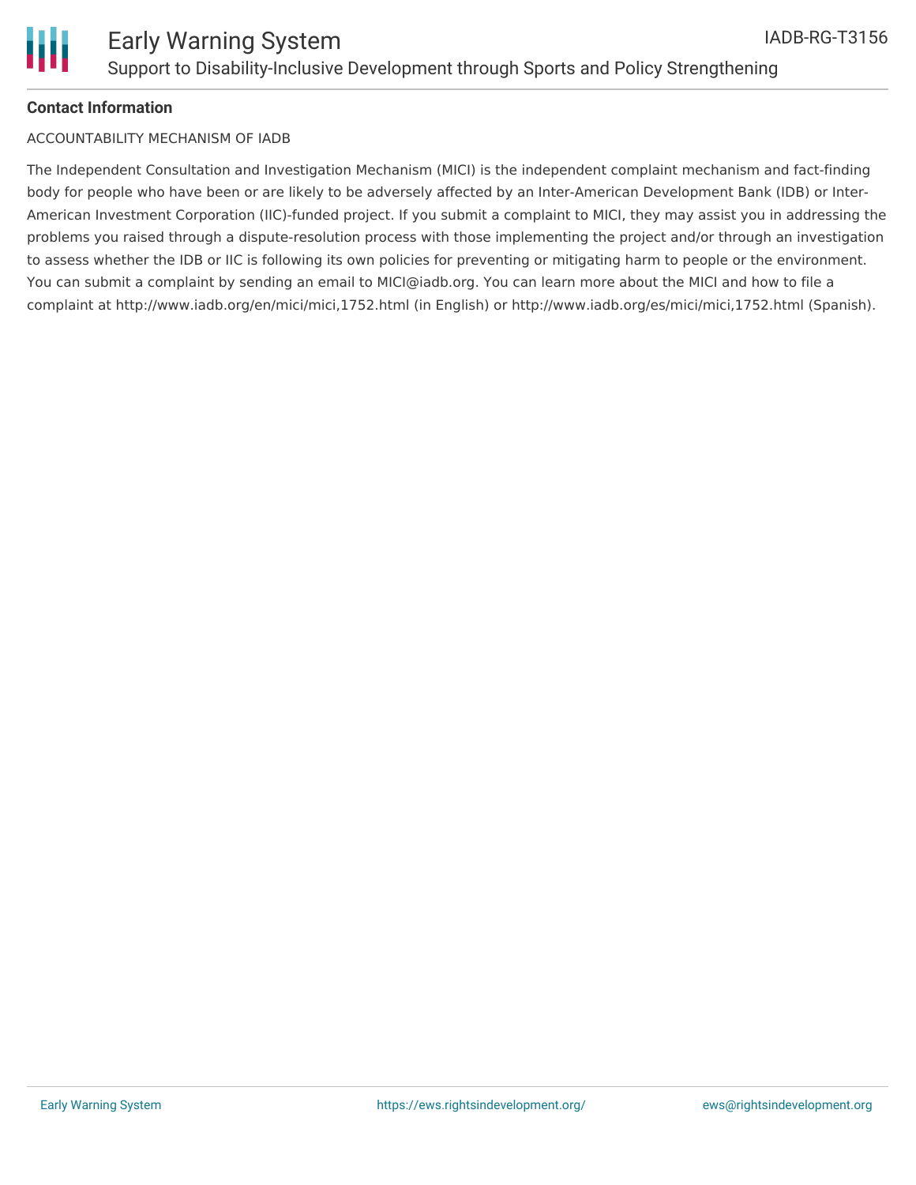**Contact Information**

ACCOUNTABILITY MECHANISM OF IADB

The Independent Consultation and Investigation Mechanism (MICI) is the independent complaint mechanism and fact-finding body for people who have been or are likely to be adversely affected by an Inter-American Development Bank (IDB) or Inter-American Investment Corporation (IIC)-funded project. If you submit a complaint to MICI, they may assist you in addressing the problems you raised through a dispute-resolution process with those implementing the project and/or through an investigation to assess whether the IDB or IIC is following its own policies for preventing or mitigating harm to people or the environment. You can submit a complaint by sending an email to MICI@iadb.org. You can learn more about the MICI and how to file a complaint at http://www.iadb.org/en/mici/mici,1752.html (in English) or http://www.iadb.org/es/mici/mici,1752.html (Spanish).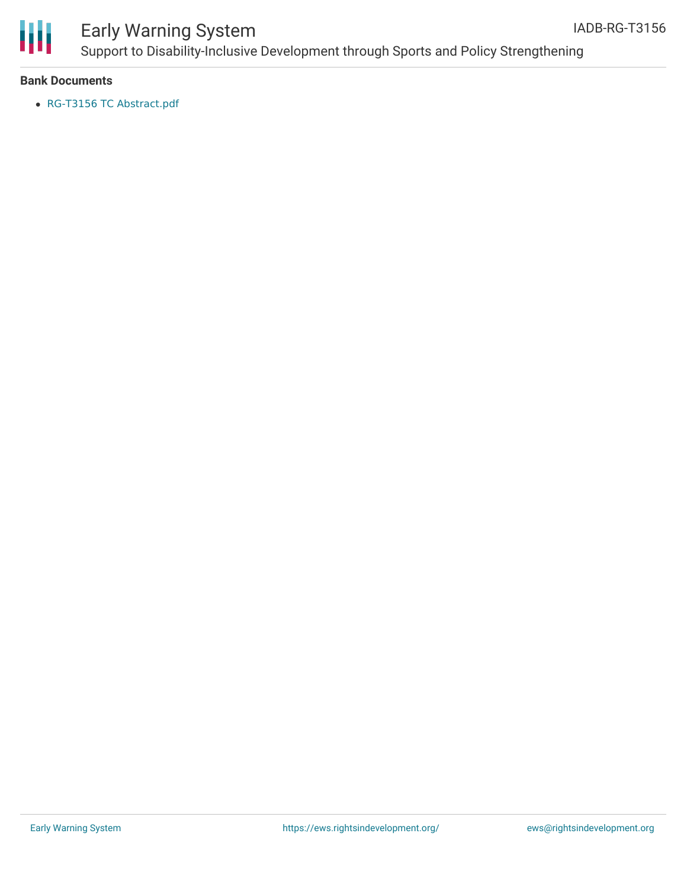**Bank Documents**

- RG-T3156 TC Abstract.pdf